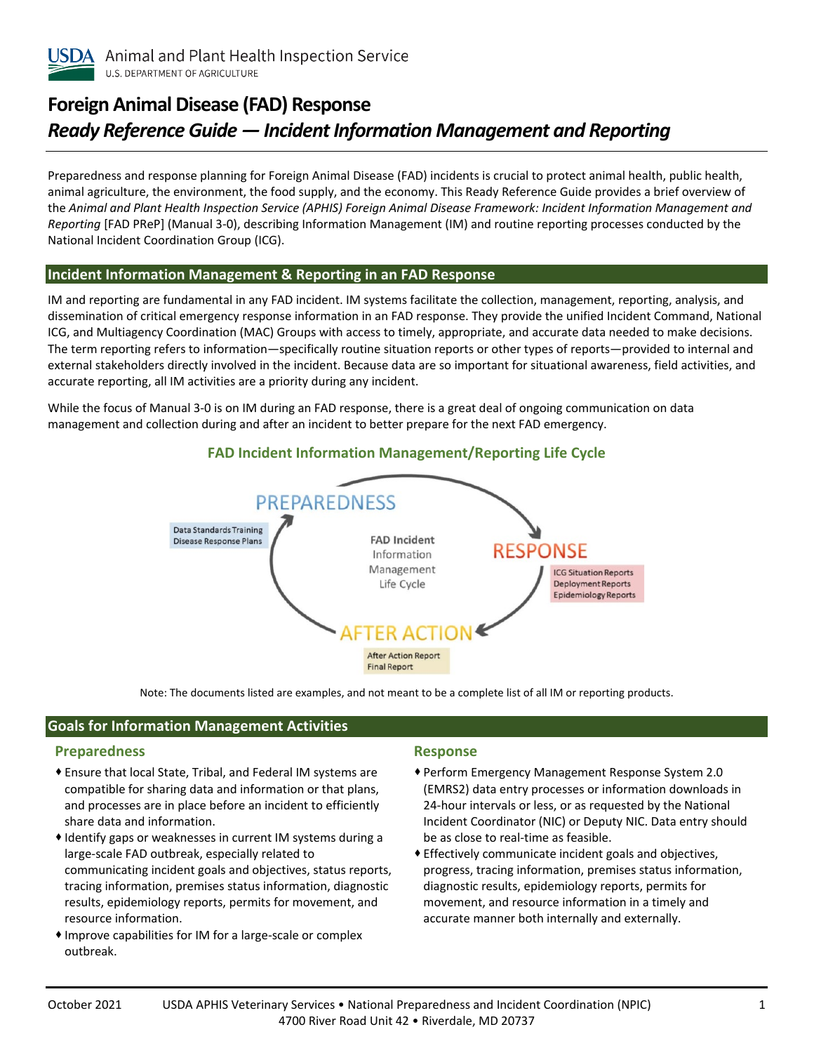USDA Animal and Plant Health Inspection Service
U.S. DEPARTMENT OF AGRICULTURE

# Foreign Animal Disease (FAD) Response
## *Ready Reference Guide — Incident Information Management and Reporting*

Preparedness and response planning for Foreign Animal Disease (FAD) incidents is crucial to protect animal health, public health, animal agriculture, the environment, the food supply, and the economy. This Ready Reference Guide provides a brief overview of the *Animal and Plant Health Inspection Service (APHIS) Foreign Animal Disease Framework: Incident Information Management and Reporting* [FAD PReP] (Manual 3-0), describing Information Management (IM) and routine reporting processes conducted by the National Incident Coordination Group (ICG).

## Incident Information Management & Reporting in an FAD Response

IM and reporting are fundamental in any FAD incident. IM systems facilitate the collection, management, reporting, analysis, and dissemination of critical emergency response information in an FAD response. They provide the unified Incident Command, National ICG, and Multiagency Coordination (MAC) Groups with access to timely, appropriate, and accurate data needed to make decisions. The term reporting refers to information—specifically routine situation reports or other types of reports—provided to internal and external stakeholders directly involved in the incident. Because data are so important for situational awareness, field activities, and accurate reporting, all IM activities are a priority during any incident.

While the focus of Manual 3-0 is on IM during an FAD response, there is a great deal of ongoing communication on data management and collection during and after an incident to better prepare for the next FAD emergency.

### FAD Incident Information Management/Reporting Life Cycle

FAD Incident Information Management Life Cycle

- PREPAREDNESS: Data Standards Training; Disease Response Plans
- RESPONSE: ICG Situation Reports; Deployment Reports; Epidemiology Reports
- AFTER ACTION: After Action Report; Final Report

Note: The documents listed are examples, and not meant to be a complete list of all IM or reporting products.

## Goals for Information Management Activities

### Preparedness

- Ensure that local State, Tribal, and Federal IM systems are compatible for sharing data and information or that plans, and processes are in place before an incident to efficiently share data and information.
- Identify gaps or weaknesses in current IM systems during a large-scale FAD outbreak, especially related to communicating incident goals and objectives, status reports, tracing information, premises status information, diagnostic results, epidemiology reports, permits for movement, and resource information.
- Improve capabilities for IM for a large-scale or complex outbreak.

### Response

- Perform Emergency Management Response System 2.0 (EMRS2) data entry processes or information downloads in 24-hour intervals or less, or as requested by the National Incident Coordinator (NIC) or Deputy NIC. Data entry should be as close to real-time as feasible.
- Effectively communicate incident goals and objectives, progress, tracing information, premises status information, diagnostic results, epidemiology reports, permits for movement, and resource information in a timely and accurate manner both internally and externally.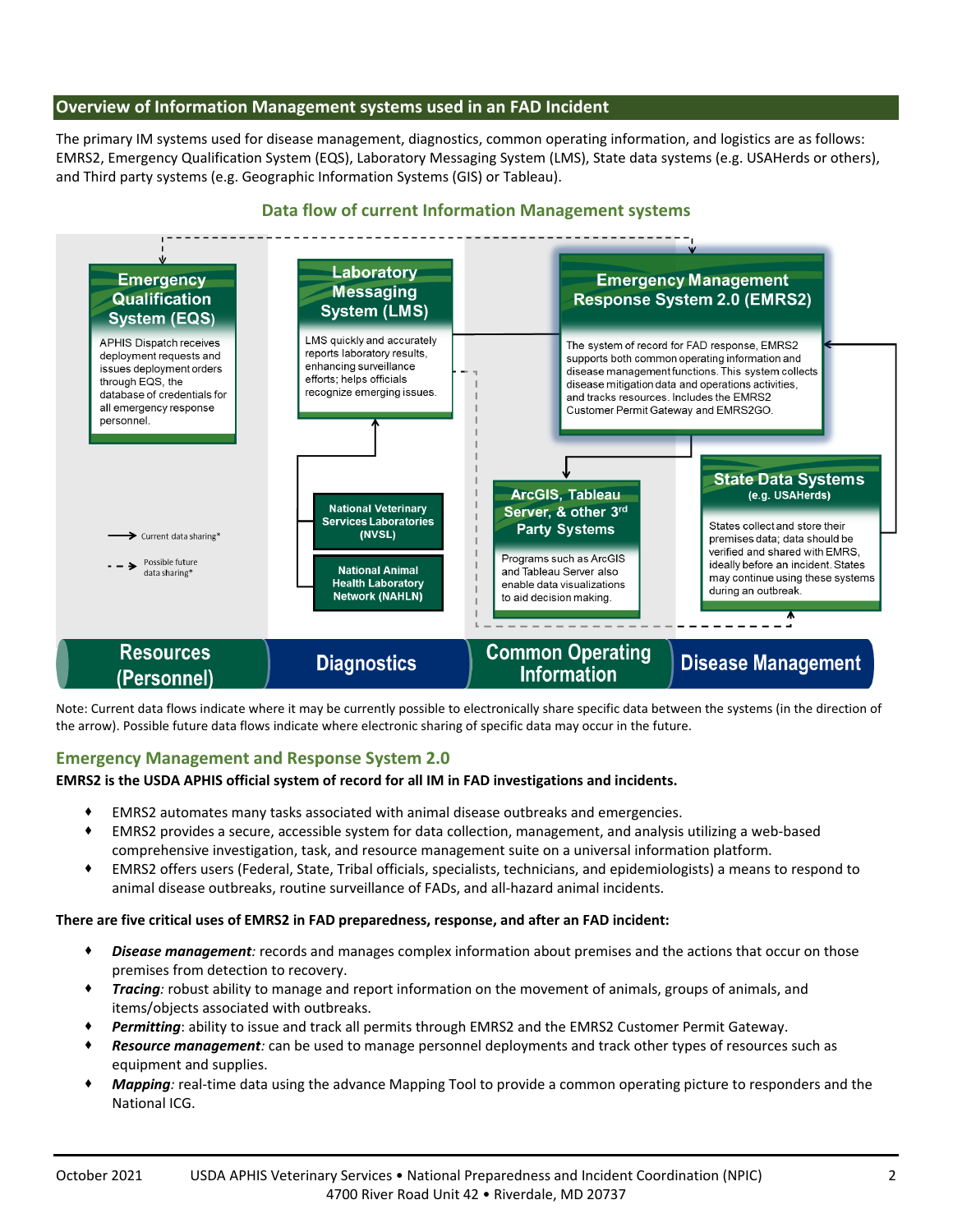## Overview of Information Management systems used in an FAD Incident

The primary IM systems used for disease management, diagnostics, common operating information, and logistics are as follows: EMRS2, Emergency Qualification System (EQS), Laboratory Messaging System (LMS), State data systems (e.g. USAHerds or others), and Third party systems (e.g. Geographic Information Systems (GIS) or Tableau).

### Data flow of current Information Management systems

**Emergency Qualification System (EQS)**
APHIS Dispatch receives deployment requests and issues deployment orders through EQS, the database of credentials for all emergency response personnel.

**Laboratory Messaging System (LMS)**
LMS quickly and accurately reports laboratory results, enhancing surveillance efforts; helps officials recognize emerging issues.

**National Veterinary Services Laboratories (NVSL)**

**National Animal Health Laboratory Network (NAHLN)**

**Emergency Management Response System 2.0 (EMRS2)**
The system of record for FAD response, EMRS2 supports both common operating information and disease management functions. This system collects disease mitigation data and operations activities, and tracks resources. Includes the EMRS2 Customer Permit Gateway and EMRS2GO.

**ArcGIS, Tableau Server, & other 3rd Party Systems**
Programs such as ArcGIS and Tableau Server also enable data visualizations to aid decision making.

**State Data Systems (e.g. USAHerds)**
States collect and store their premises data; data should be verified and shared with EMRS, ideally before an incident. States may continue using these systems during an outbreak.

→ Current data sharing*
- - → Possible future data sharing*

Resources (Personnel) | Diagnostics | Common Operating Information | Disease Management

Note: Current data flows indicate where it may be currently possible to electronically share specific data between the systems (in the direction of the arrow). Possible future data flows indicate where electronic sharing of specific data may occur in the future.

### Emergency Management and Response System 2.0

**EMRS2 is the USDA APHIS official system of record for all IM in FAD investigations and incidents.**

- EMRS2 automates many tasks associated with animal disease outbreaks and emergencies.
- EMRS2 provides a secure, accessible system for data collection, management, and analysis utilizing a web-based comprehensive investigation, task, and resource management suite on a universal information platform.
- EMRS2 offers users (Federal, State, Tribal officials, specialists, technicians, and epidemiologists) a means to respond to animal disease outbreaks, routine surveillance of FADs, and all-hazard animal incidents.

**There are five critical uses of EMRS2 in FAD preparedness, response, and after an FAD incident:**

- ***Disease management:*** records and manages complex information about premises and the actions that occur on those premises from detection to recovery.
- ***Tracing:*** robust ability to manage and report information on the movement of animals, groups of animals, and items/objects associated with outbreaks.
- ***Permitting***: ability to issue and track all permits through EMRS2 and the EMRS2 Customer Permit Gateway.
- ***Resource management:*** can be used to manage personnel deployments and track other types of resources such as equipment and supplies.
- ***Mapping:*** real-time data using the advance Mapping Tool to provide a common operating picture to responders and the National ICG.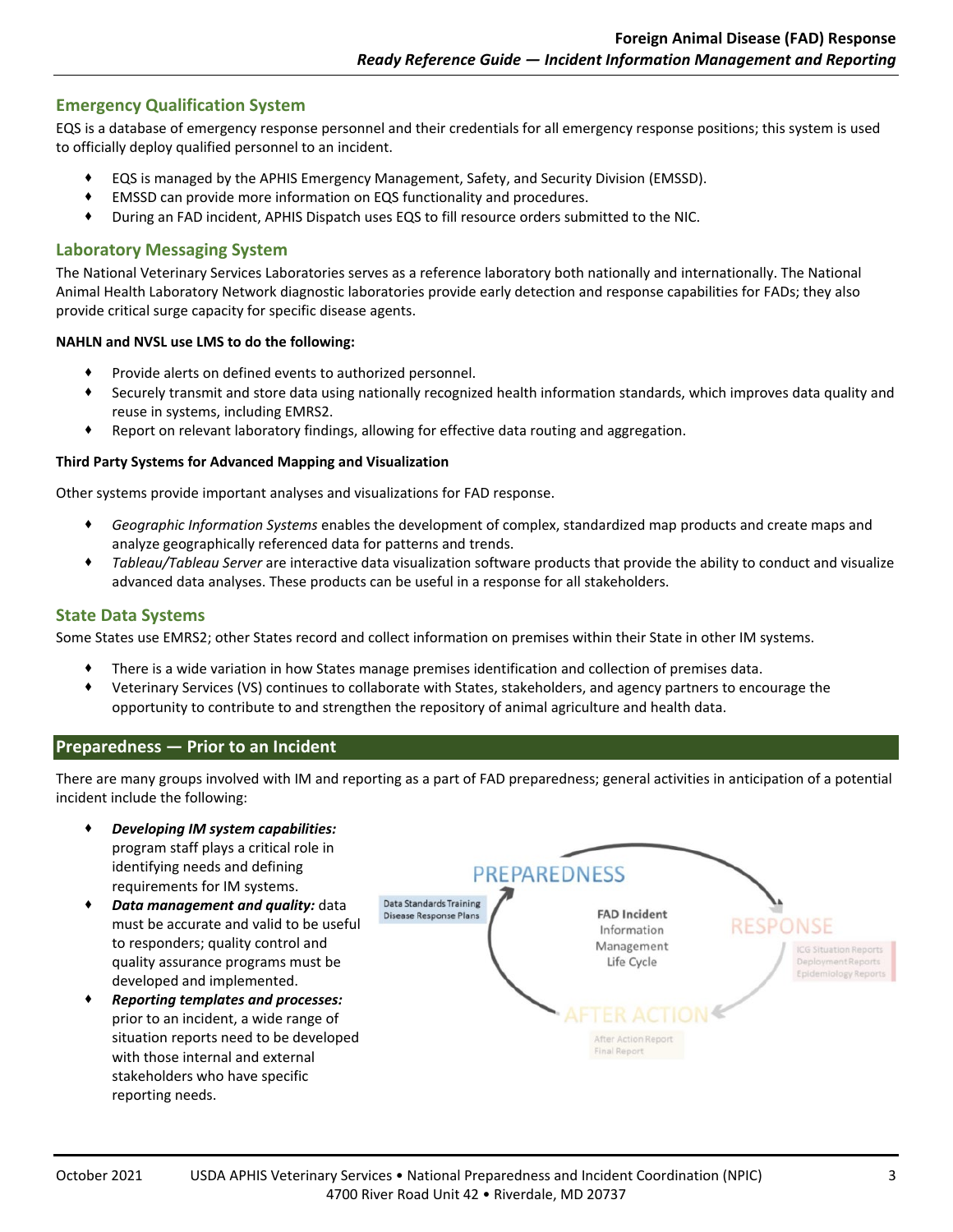## Emergency Qualification System

EQS is a database of emergency response personnel and their credentials for all emergency response positions; this system is used to officially deploy qualified personnel to an incident.

- EQS is managed by the APHIS Emergency Management, Safety, and Security Division (EMSSD).
- EMSSD can provide more information on EQS functionality and procedures.
- During an FAD incident, APHIS Dispatch uses EQS to fill resource orders submitted to the NIC.

## Laboratory Messaging System

The National Veterinary Services Laboratories serves as a reference laboratory both nationally and internationally. The National Animal Health Laboratory Network diagnostic laboratories provide early detection and response capabilities for FADs; they also provide critical surge capacity for specific disease agents.

**NAHLN and NVSL use LMS to do the following:**

- Provide alerts on defined events to authorized personnel.
- Securely transmit and store data using nationally recognized health information standards, which improves data quality and reuse in systems, including EMRS2.
- Report on relevant laboratory findings, allowing for effective data routing and aggregation.

**Third Party Systems for Advanced Mapping and Visualization**

Other systems provide important analyses and visualizations for FAD response.

- *Geographic Information Systems* enables the development of complex, standardized map products and create maps and analyze geographically referenced data for patterns and trends.
- *Tableau/Tableau Server* are interactive data visualization software products that provide the ability to conduct and visualize advanced data analyses. These products can be useful in a response for all stakeholders.

## State Data Systems

Some States use EMRS2; other States record and collect information on premises within their State in other IM systems.

- There is a wide variation in how States manage premises identification and collection of premises data.
- Veterinary Services (VS) continues to collaborate with States, stakeholders, and agency partners to encourage the opportunity to contribute to and strengthen the repository of animal agriculture and health data.

## Preparedness — Prior to an Incident

There are many groups involved with IM and reporting as a part of FAD preparedness; general activities in anticipation of a potential incident include the following:

- ***Developing IM system capabilities:*** program staff plays a critical role in identifying needs and defining requirements for IM systems.
- ***Data management and quality:*** data must be accurate and valid to be useful to responders; quality control and quality assurance programs must be developed and implemented.
- ***Reporting templates and processes:*** prior to an incident, a wide range of situation reports need to be developed with those internal and external stakeholders who have specific reporting needs.

**FAD Incident** Information Management Life Cycle

PREPAREDNESS — Data Standards Training, Disease Response Plans

RESPONSE — ICG Situation Reports, Deployment Reports, Epidemiology Reports

AFTER ACTION — After Action Report, Final Report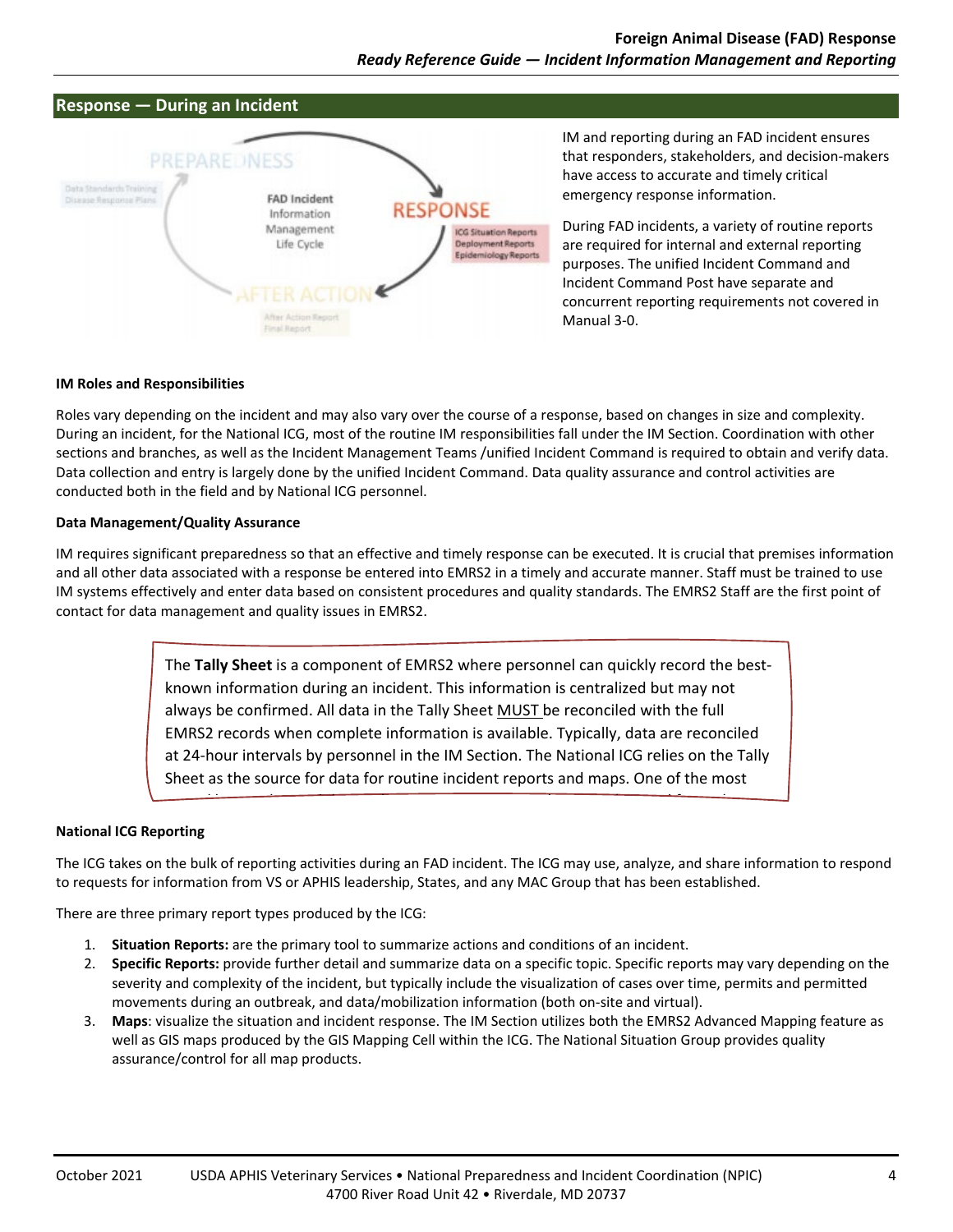## Response — During an Incident

PREPAREDNESS

Data Standards Training
Disease Response Plans

FAD Incident Information Management Life Cycle

RESPONSE

ICG Situation Reports
Deployment Reports
Epidemiology Reports

AFTER ACTION

After Action Report
Final Report

IM and reporting during an FAD incident ensures that responders, stakeholders, and decision-makers have access to accurate and timely critical emergency response information.

During FAD incidents, a variety of routine reports are required for internal and external reporting purposes. The unified Incident Command and Incident Command Post have separate and concurrent reporting requirements not covered in Manual 3-0.

**IM Roles and Responsibilities**

Roles vary depending on the incident and may also vary over the course of a response, based on changes in size and complexity. During an incident, for the National ICG, most of the routine IM responsibilities fall under the IM Section. Coordination with other sections and branches, as well as the Incident Management Teams /unified Incident Command is required to obtain and verify data. Data collection and entry is largely done by the unified Incident Command. Data quality assurance and control activities are conducted both in the field and by National ICG personnel.

**Data Management/Quality Assurance**

IM requires significant preparedness so that an effective and timely response can be executed. It is crucial that premises information and all other data associated with a response be entered into EMRS2 in a timely and accurate manner. Staff must be trained to use IM systems effectively and enter data based on consistent procedures and quality standards. The EMRS2 Staff are the first point of contact for data management and quality issues in EMRS2.

> The **Tally Sheet** is a component of EMRS2 where personnel can quickly record the best-known information during an incident. This information is centralized but may not always be confirmed. All data in the Tally Sheet MUST be reconciled with the full EMRS2 records when complete information is available. Typically, data are reconciled at 24-hour intervals by personnel in the IM Section. The National ICG relies on the Tally Sheet as the source for data for routine incident reports and maps. One of the most

**National ICG Reporting**

The ICG takes on the bulk of reporting activities during an FAD incident. The ICG may use, analyze, and share information to respond to requests for information from VS or APHIS leadership, States, and any MAC Group that has been established.

There are three primary report types produced by the ICG:

1. **Situation Reports:** are the primary tool to summarize actions and conditions of an incident.
2. **Specific Reports:** provide further detail and summarize data on a specific topic. Specific reports may vary depending on the severity and complexity of the incident, but typically include the visualization of cases over time, permits and permitted movements during an outbreak, and data/mobilization information (both on-site and virtual).
3. **Maps**: visualize the situation and incident response. The IM Section utilizes both the EMRS2 Advanced Mapping feature as well as GIS maps produced by the GIS Mapping Cell within the ICG. The National Situation Group provides quality assurance/control for all map products.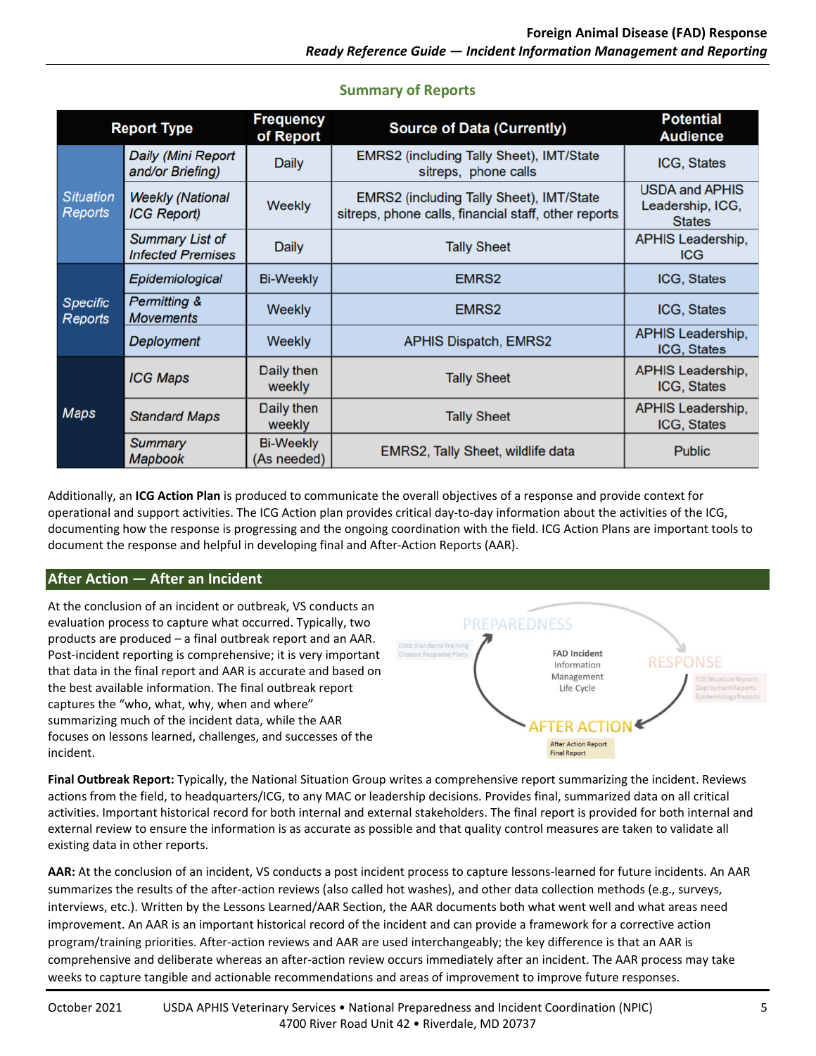### Summary of Reports

| Report Type | | Frequency of Report | Source of Data (Currently) | Potential Audience |
|---|---|---|---|---|
| *Situation Reports* | *Daily (Mini Report and/or Briefing)* | Daily | EMRS2 (including Tally Sheet), IMT/State sitreps, phone calls | ICG, States |
| | *Weekly (National ICG Report)* | Weekly | EMRS2 (including Tally Sheet), IMT/State sitreps, phone calls, financial staff, other reports | USDA and APHIS Leadership, ICG, States |
| | *Summary List of Infected Premises* | Daily | Tally Sheet | APHIS Leadership, ICG |
| *Specific Reports* | *Epidemiological* | Bi-Weekly | EMRS2 | ICG, States |
| | *Permitting & Movements* | Weekly | EMRS2 | ICG, States |
| | *Deployment* | Weekly | APHIS Dispatch, EMRS2 | APHIS Leadership, ICG, States |
| *Maps* | *ICG Maps* | Daily then weekly | Tally Sheet | APHIS Leadership, ICG, States |
| | *Standard Maps* | Daily then weekly | Tally Sheet | APHIS Leadership, ICG, States |
| | *Summary Mapbook* | Bi-Weekly (As needed) | EMRS2, Tally Sheet, wildlife data | Public |

Additionally, an **ICG Action Plan** is produced to communicate the overall objectives of a response and provide context for operational and support activities. The ICG Action plan provides critical day-to-day information about the activities of the ICG, documenting how the response is progressing and the ongoing coordination with the field. ICG Action Plans are important tools to document the response and helpful in developing final and After-Action Reports (AAR).

## After Action — After an Incident

At the conclusion of an incident or outbreak, VS conducts an evaluation process to capture what occurred. Typically, two products are produced – a final outbreak report and an AAR. Post-incident reporting is comprehensive; it is very important that data in the final report and AAR is accurate and based on the best available information. The final outbreak report captures the "who, what, why, when and where" summarizing much of the incident data, while the AAR focuses on lessons learned, challenges, and successes of the incident.

PREPAREDNESS
Data Standards Training
Disease Response Plans
FAD Incident Information Management Life Cycle
RESPONSE
ICG Situation Reports
Deployment Reports
Epidemiology Reports
AFTER ACTION
After Action Report
Final Report

**Final Outbreak Report:** Typically, the National Situation Group writes a comprehensive report summarizing the incident. Reviews actions from the field, to headquarters/ICG, to any MAC or leadership decisions. Provides final, summarized data on all critical activities. Important historical record for both internal and external stakeholders. The final report is provided for both internal and external review to ensure the information is as accurate as possible and that quality control measures are taken to validate all existing data in other reports.

**AAR:** At the conclusion of an incident, VS conducts a post incident process to capture lessons-learned for future incidents. An AAR summarizes the results of the after-action reviews (also called hot washes), and other data collection methods (e.g., surveys, interviews, etc.). Written by the Lessons Learned/AAR Section, the AAR documents both what went well and what areas need improvement. An AAR is an important historical record of the incident and can provide a framework for a corrective action program/training priorities. After-action reviews and AAR are used interchangeably; the key difference is that an AAR is comprehensive and deliberate whereas an after-action review occurs immediately after an incident. The AAR process may take weeks to capture tangible and actionable recommendations and areas of improvement to improve future responses.